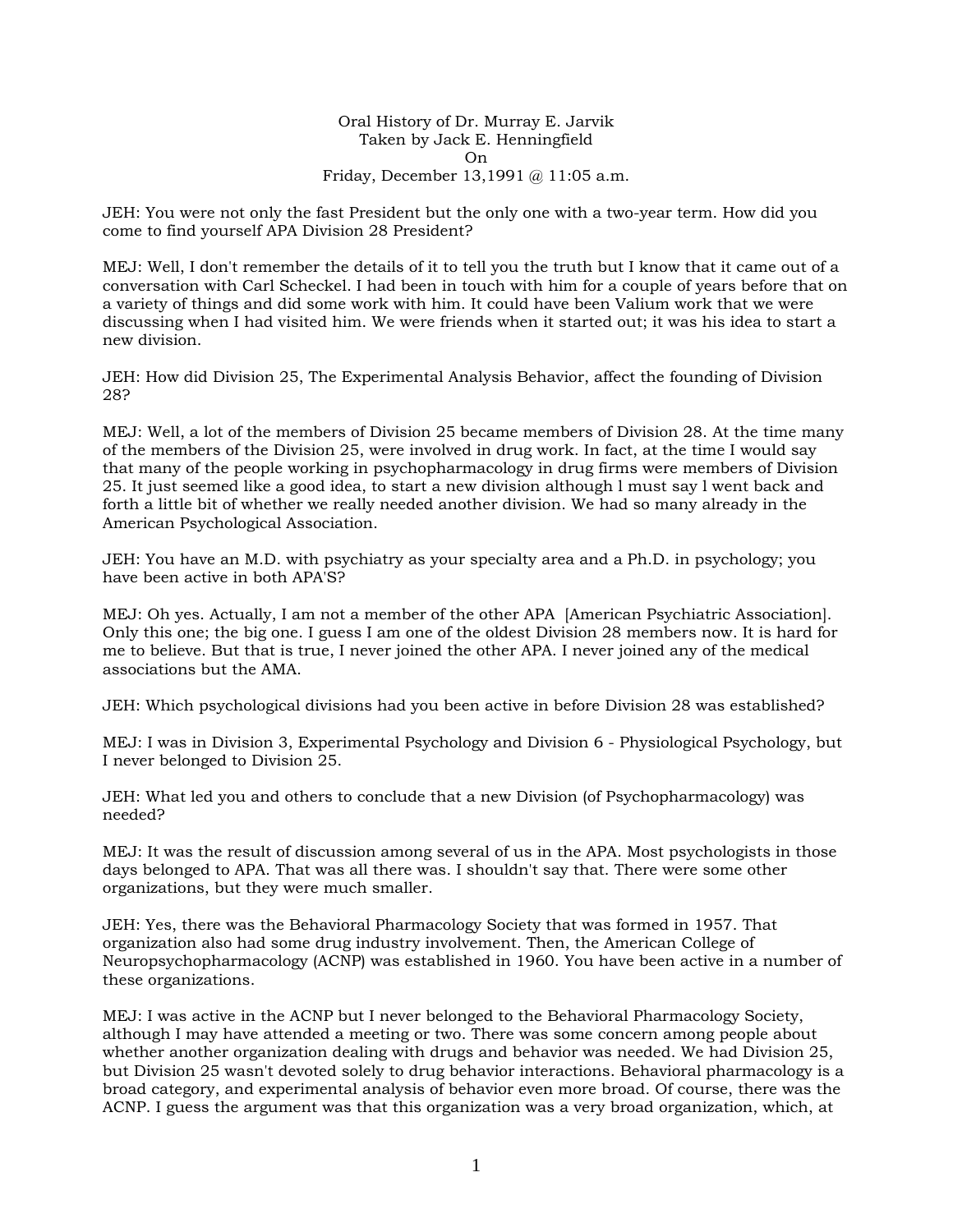Oral History of Dr. Murray E. Jarvik
Taken by Jack E. Henningfield
On
Friday, December 13,1991 @ 11:05 a.m.

JEH: You were not only the fast President but the only one with a two-year term. How did you come to find yourself APA Division 28 President?

MEJ: Well, I don't remember the details of it to tell you the truth but I know that it came out of a conversation with Carl Scheckel. I had been in touch with him for a couple of years before that on a variety of things and did some work with him. It could have been Valium work that we were discussing when I had visited him. We were friends when it started out; it was his idea to start a new division.

JEH: How did Division 25, The Experimental Analysis Behavior, affect the founding of Division 28?

MEJ: Well, a lot of the members of Division 25 became members of Division 28. At the time many of the members of the Division 25, were involved in drug work. In fact, at the time I would say that many of the people working in psychopharmacology in drug firms were members of Division 25. It just seemed like a good idea, to start a new division although l must say l went back and forth a little bit of whether we really needed another division. We had so many already in the American Psychological Association.

JEH: You have an M.D. with psychiatry as your specialty area and a Ph.D. in psychology; you have been active in both APA'S?

MEJ: Oh yes. Actually, I am not a member of the other APA [American Psychiatric Association]. Only this one; the big one. I guess I am one of the oldest Division 28 members now. It is hard for me to believe. But that is true, I never joined the other APA. I never joined any of the medical associations but the AMA.

JEH: Which psychological divisions had you been active in before Division 28 was established?

MEJ: I was in Division 3, Experimental Psychology and Division 6 - Physiological Psychology, but I never belonged to Division 25.

JEH: What led you and others to conclude that a new Division (of Psychopharmacology) was needed?

MEJ: It was the result of discussion among several of us in the APA. Most psychologists in those days belonged to APA. That was all there was. I shouldn't say that. There were some other organizations, but they were much smaller.

JEH: Yes, there was the Behavioral Pharmacology Society that was formed in 1957. That organization also had some drug industry involvement. Then, the American College of Neuropsychopharmacology (ACNP) was established in 1960. You have been active in a number of these organizations.

MEJ: I was active in the ACNP but I never belonged to the Behavioral Pharmacology Society, although I may have attended a meeting or two. There was some concern among people about whether another organization dealing with drugs and behavior was needed. We had Division 25, but Division 25 wasn't devoted solely to drug behavior interactions. Behavioral pharmacology is a broad category, and experimental analysis of behavior even more broad. Of course, there was the ACNP. I guess the argument was that this organization was a very broad organization, which, at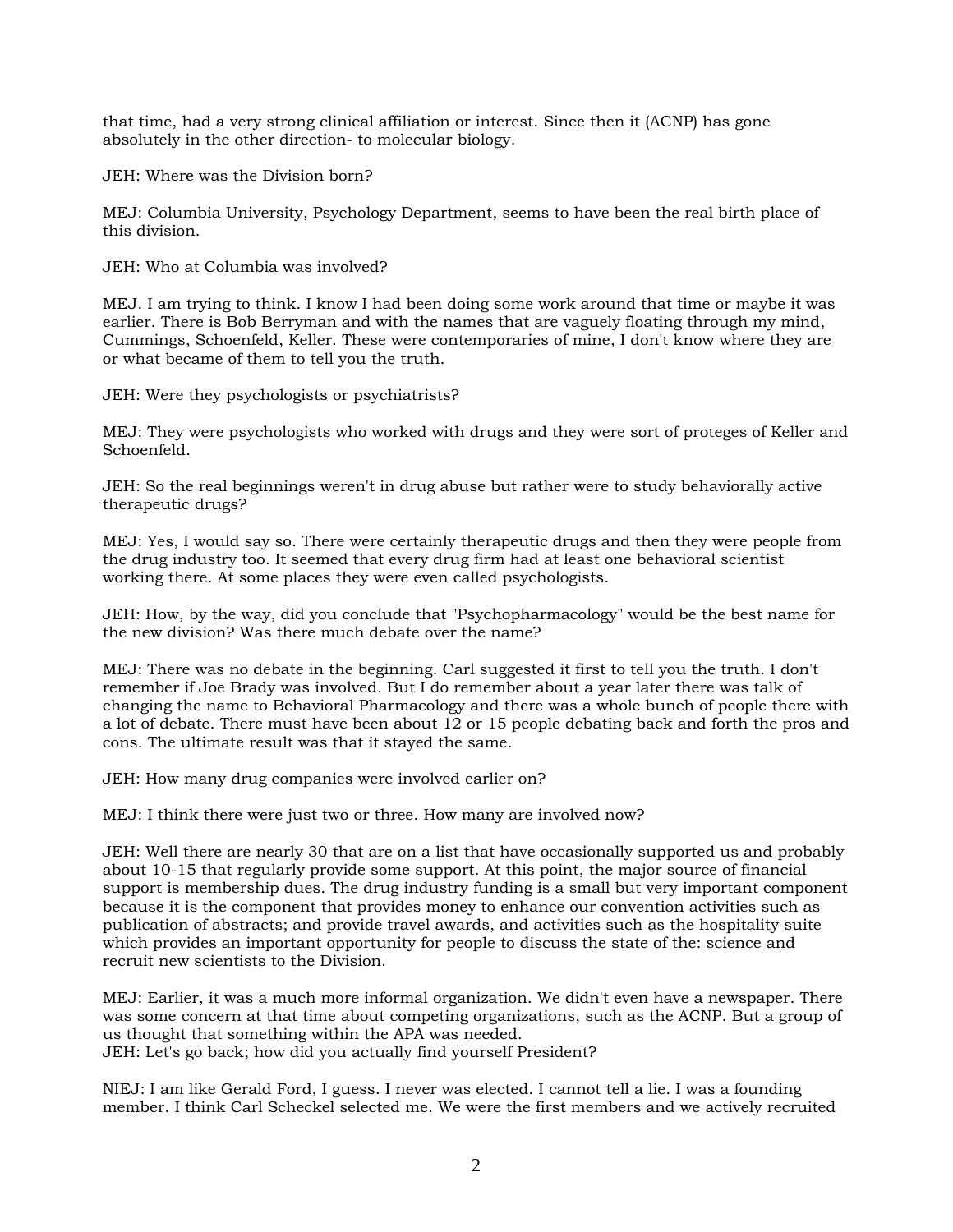that time, had a very strong clinical affiliation or interest. Since then it (ACNP) has gone absolutely in the other direction- to molecular biology.

JEH: Where was the Division born?

MEJ: Columbia University, Psychology Department, seems to have been the real birth place of this division.

JEH: Who at Columbia was involved?

MEJ. I am trying to think. I know I had been doing some work around that time or maybe it was earlier. There is Bob Berryman and with the names that are vaguely floating through my mind, Cummings, Schoenfeld, Keller. These were contemporaries of mine, I don't know where they are or what became of them to tell you the truth.

JEH: Were they psychologists or psychiatrists?

MEJ: They were psychologists who worked with drugs and they were sort of proteges of Keller and Schoenfeld.

JEH: So the real beginnings weren't in drug abuse but rather were to study behaviorally active therapeutic drugs?

MEJ: Yes, I would say so. There were certainly therapeutic drugs and then they were people from the drug industry too. It seemed that every drug firm had at least one behavioral scientist working there. At some places they were even called psychologists.

JEH: How, by the way, did you conclude that "Psychopharmacology" would be the best name for the new division? Was there much debate over the name?

MEJ: There was no debate in the beginning. Carl suggested it first to tell you the truth. I don't remember if Joe Brady was involved. But I do remember about a year later there was talk of changing the name to Behavioral Pharmacology and there was a whole bunch of people there with a lot of debate. There must have been about 12 or 15 people debating back and forth the pros and cons. The ultimate result was that it stayed the same.

JEH: How many drug companies were involved earlier on?

MEJ: I think there were just two or three. How many are involved now?

JEH: Well there are nearly 30 that are on a list that have occasionally supported us and probably about 10-15 that regularly provide some support. At this point, the major source of financial support is membership dues. The drug industry funding is a small but very important component because it is the component that provides money to enhance our convention activities such as publication of abstracts; and provide travel awards, and activities such as the hospitality suite which provides an important opportunity for people to discuss the state of the: science and recruit new scientists to the Division.

MEJ: Earlier, it was a much more informal organization. We didn't even have a newspaper. There was some concern at that time about competing organizations, such as the ACNP. But a group of us thought that something within the APA was needed.

JEH: Let's go back; how did you actually find yourself President?

NIEJ: I am like Gerald Ford, I guess. I never was elected. I cannot tell a lie. I was a founding member. I think Carl Scheckel selected me. We were the first members and we actively recruited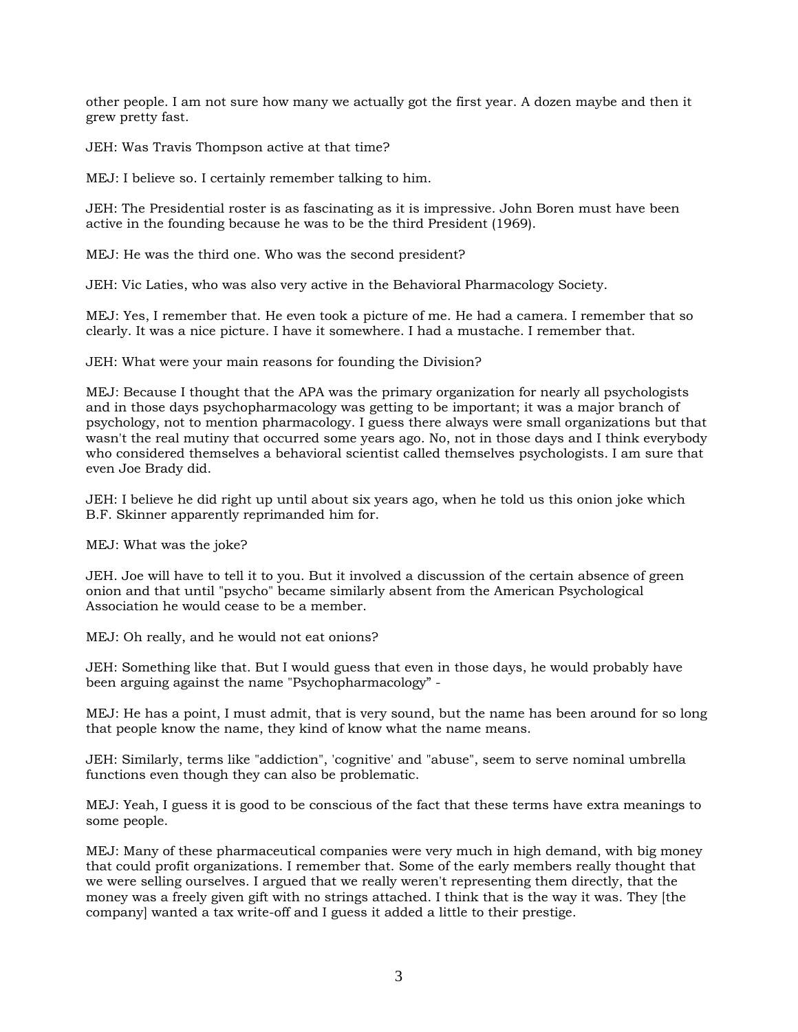other people. I am not sure how many we actually got the first year. A dozen maybe and then it grew pretty fast.

JEH: Was Travis Thompson active at that time?

MEJ: I believe so. I certainly remember talking to him.

JEH: The Presidential roster is as fascinating as it is impressive. John Boren must have been active in the founding because he was to be the third President (1969).

MEJ: He was the third one. Who was the second president?

JEH: Vic Laties, who was also very active in the Behavioral Pharmacology Society.

MEJ: Yes, I remember that. He even took a picture of me. He had a camera. I remember that so clearly. It was a nice picture. I have it somewhere. I had a mustache. I remember that.

JEH: What were your main reasons for founding the Division?

MEJ: Because I thought that the APA was the primary organization for nearly all psychologists and in those days psychopharmacology was getting to be important; it was a major branch of psychology, not to mention pharmacology. I guess there always were small organizations but that wasn't the real mutiny that occurred some years ago. No, not in those days and I think everybody who considered themselves a behavioral scientist called themselves psychologists. I am sure that even Joe Brady did.

JEH: I believe he did right up until about six years ago, when he told us this onion joke which B.F. Skinner apparently reprimanded him for.

MEJ: What was the joke?

JEH. Joe will have to tell it to you. But it involved a discussion of the certain absence of green onion and that until "psycho" became similarly absent from the American Psychological Association he would cease to be a member.

MEJ: Oh really, and he would not eat onions?

JEH: Something like that. But I would guess that even in those days, he would probably have been arguing against the name "Psychopharmacology" -

MEJ: He has a point, I must admit, that is very sound, but the name has been around for so long that people know the name, they kind of know what the name means.

JEH: Similarly, terms like "addiction", 'cognitive' and "abuse", seem to serve nominal umbrella functions even though they can also be problematic.

MEJ: Yeah, I guess it is good to be conscious of the fact that these terms have extra meanings to some people.

MEJ: Many of these pharmaceutical companies were very much in high demand, with big money that could profit organizations. I remember that. Some of the early members really thought that we were selling ourselves. I argued that we really weren't representing them directly, that the money was a freely given gift with no strings attached. I think that is the way it was. They [the company] wanted a tax write-off and I guess it added a little to their prestige.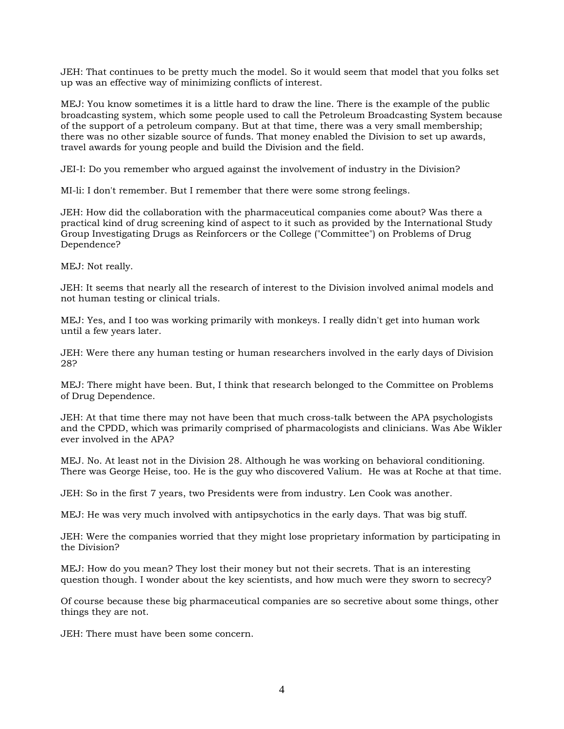JEH: That continues to be pretty much the model. So it would seem that model that you folks set up was an effective way of minimizing conflicts of interest.

MEJ: You know sometimes it is a little hard to draw the line. There is the example of the public broadcasting system, which some people used to call the Petroleum Broadcasting System because of the support of a petroleum company. But at that time, there was a very small membership; there was no other sizable source of funds. That money enabled the Division to set up awards, travel awards for young people and build the Division and the field.

JEI-I: Do you remember who argued against the involvement of industry in the Division?

MI-li: I don't remember. But I remember that there were some strong feelings.

JEH: How did the collaboration with the pharmaceutical companies come about? Was there a practical kind of drug screening kind of aspect to it such as provided by the International Study Group Investigating Drugs as Reinforcers or the College ("Committee") on Problems of Drug Dependence?

MEJ: Not really.

JEH: It seems that nearly all the research of interest to the Division involved animal models and not human testing or clinical trials.

MEJ: Yes, and I too was working primarily with monkeys. I really didn't get into human work until a few years later.

JEH: Were there any human testing or human researchers involved in the early days of Division 28?

MEJ: There might have been. But, I think that research belonged to the Committee on Problems of Drug Dependence.

JEH: At that time there may not have been that much cross-talk between the APA psychologists and the CPDD, which was primarily comprised of pharmacologists and clinicians. Was Abe Wikler ever involved in the APA?

MEJ. No. At least not in the Division 28. Although he was working on behavioral conditioning. There was George Heise, too. He is the guy who discovered Valium. He was at Roche at that time.

JEH: So in the first 7 years, two Presidents were from industry. Len Cook was another.

MEJ: He was very much involved with antipsychotics in the early days. That was big stuff.

JEH: Were the companies worried that they might lose proprietary information by participating in the Division?

MEJ: How do you mean? They lost their money but not their secrets. That is an interesting question though. I wonder about the key scientists, and how much were they sworn to secrecy?

Of course because these big pharmaceutical companies are so secretive about some things, other things they are not.

JEH: There must have been some concern.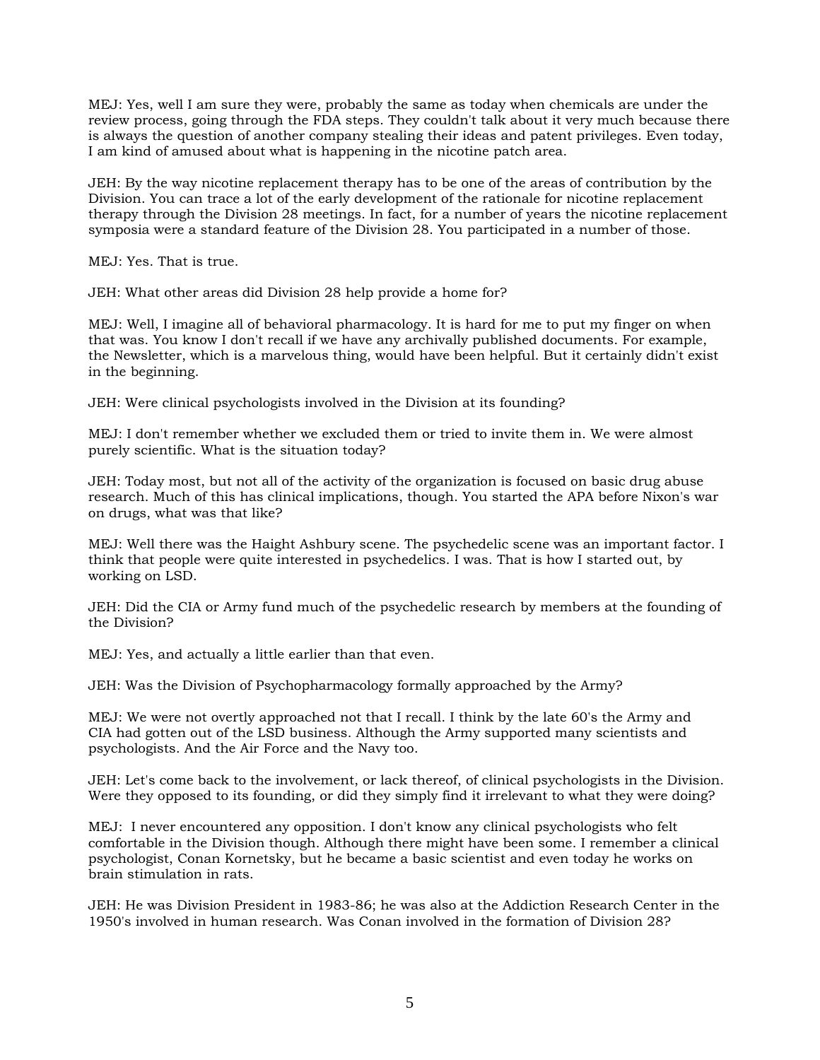MEJ: Yes, well I am sure they were, probably the same as today when chemicals are under the review process, going through the FDA steps. They couldn't talk about it very much because there is always the question of another company stealing their ideas and patent privileges. Even today, I am kind of amused about what is happening in the nicotine patch area.

JEH: By the way nicotine replacement therapy has to be one of the areas of contribution by the Division. You can trace a lot of the early development of the rationale for nicotine replacement therapy through the Division 28 meetings. In fact, for a number of years the nicotine replacement symposia were a standard feature of the Division 28. You participated in a number of those.

MEJ: Yes. That is true.

JEH: What other areas did Division 28 help provide a home for?

MEJ: Well, I imagine all of behavioral pharmacology. It is hard for me to put my finger on when that was. You know I don't recall if we have any archivally published documents. For example, the Newsletter, which is a marvelous thing, would have been helpful. But it certainly didn't exist in the beginning.

JEH: Were clinical psychologists involved in the Division at its founding?

MEJ: I don't remember whether we excluded them or tried to invite them in. We were almost purely scientific. What is the situation today?

JEH: Today most, but not all of the activity of the organization is focused on basic drug abuse research. Much of this has clinical implications, though. You started the APA before Nixon's war on drugs, what was that like?

MEJ: Well there was the Haight Ashbury scene. The psychedelic scene was an important factor. I think that people were quite interested in psychedelics. I was. That is how I started out, by working on LSD.

JEH: Did the CIA or Army fund much of the psychedelic research by members at the founding of the Division?

MEJ: Yes, and actually a little earlier than that even.

JEH: Was the Division of Psychopharmacology formally approached by the Army?

MEJ: We were not overtly approached not that I recall. I think by the late 60's the Army and CIA had gotten out of the LSD business. Although the Army supported many scientists and psychologists. And the Air Force and the Navy too.

JEH: Let's come back to the involvement, or lack thereof, of clinical psychologists in the Division. Were they opposed to its founding, or did they simply find it irrelevant to what they were doing?

MEJ: I never encountered any opposition. I don't know any clinical psychologists who felt comfortable in the Division though. Although there might have been some. I remember a clinical psychologist, Conan Kornetsky, but he became a basic scientist and even today he works on brain stimulation in rats.

JEH: He was Division President in 1983-86; he was also at the Addiction Research Center in the 1950's involved in human research. Was Conan involved in the formation of Division 28?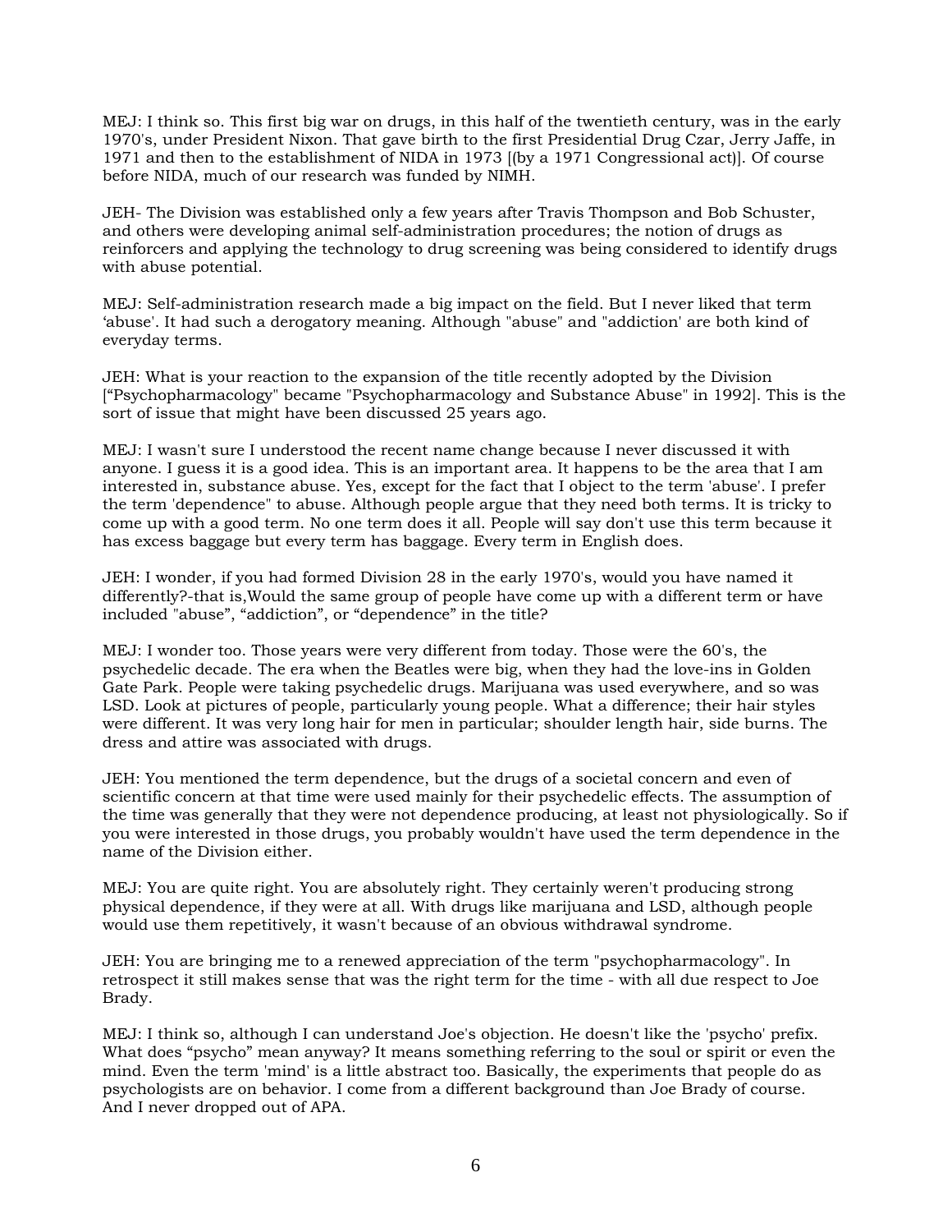MEJ: I think so. This first big war on drugs, in this half of the twentieth century, was in the early 1970's, under President Nixon. That gave birth to the first Presidential Drug Czar, Jerry Jaffe, in 1971 and then to the establishment of NIDA in 1973 [(by a 1971 Congressional act)]. Of course before NIDA, much of our research was funded by NIMH.

JEH- The Division was established only a few years after Travis Thompson and Bob Schuster, and others were developing animal self-administration procedures; the notion of drugs as reinforcers and applying the technology to drug screening was being considered to identify drugs with abuse potential.

MEJ: Self-administration research made a big impact on the field. But I never liked that term 'abuse'. It had such a derogatory meaning. Although "abuse" and "addiction' are both kind of everyday terms.

JEH: What is your reaction to the expansion of the title recently adopted by the Division ["Psychopharmacology" became "Psychopharmacology and Substance Abuse" in 1992]. This is the sort of issue that might have been discussed 25 years ago.

MEJ: I wasn't sure I understood the recent name change because I never discussed it with anyone. I guess it is a good idea. This is an important area. It happens to be the area that I am interested in, substance abuse. Yes, except for the fact that I object to the term 'abuse'. I prefer the term 'dependence" to abuse. Although people argue that they need both terms. It is tricky to come up with a good term. No one term does it all. People will say don't use this term because it has excess baggage but every term has baggage. Every term in English does.

JEH: I wonder, if you had formed Division 28 in the early 1970's, would you have named it differently?-that is,Would the same group of people have come up with a different term or have included "abuse", "addiction", or "dependence" in the title?

MEJ: I wonder too. Those years were very different from today. Those were the 60's, the psychedelic decade. The era when the Beatles were big, when they had the love-ins in Golden Gate Park. People were taking psychedelic drugs. Marijuana was used everywhere, and so was LSD. Look at pictures of people, particularly young people. What a difference; their hair styles were different. It was very long hair for men in particular; shoulder length hair, side burns. The dress and attire was associated with drugs.

JEH: You mentioned the term dependence, but the drugs of a societal concern and even of scientific concern at that time were used mainly for their psychedelic effects. The assumption of the time was generally that they were not dependence producing, at least not physiologically. So if you were interested in those drugs, you probably wouldn't have used the term dependence in the name of the Division either.

MEJ: You are quite right. You are absolutely right. They certainly weren't producing strong physical dependence, if they were at all. With drugs like marijuana and LSD, although people would use them repetitively, it wasn't because of an obvious withdrawal syndrome.

JEH: You are bringing me to a renewed appreciation of the term "psychopharmacology". In retrospect it still makes sense that was the right term for the time - with all due respect to Joe Brady.

MEJ: I think so, although I can understand Joe's objection. He doesn't like the 'psycho' prefix. What does "psycho" mean anyway? It means something referring to the soul or spirit or even the mind. Even the term 'mind' is a little abstract too. Basically, the experiments that people do as psychologists are on behavior. I come from a different background than Joe Brady of course. And I never dropped out of APA.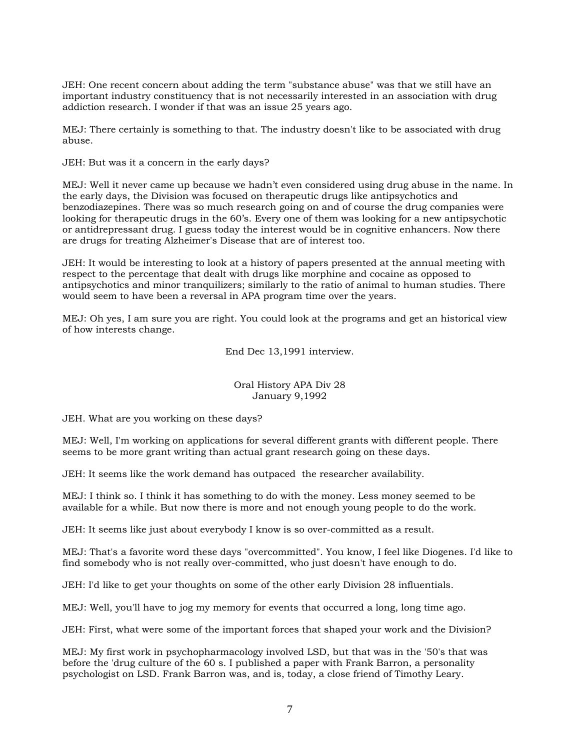JEH: One recent concern about adding the term "substance abuse" was that we still have an important industry constituency that is not necessarily interested in an association with drug addiction research. I wonder if that was an issue 25 years ago.

MEJ: There certainly is something to that. The industry doesn't like to be associated with drug abuse.

JEH: But was it a concern in the early days?

MEJ: Well it never came up because we hadn't even considered using drug abuse in the name. In the early days, the Division was focused on therapeutic drugs like antipsychotics and benzodiazepines. There was so much research going on and of course the drug companies were looking for therapeutic drugs in the 60's. Every one of them was looking for a new antipsychotic or antidrepressant drug. I guess today the interest would be in cognitive enhancers. Now there are drugs for treating Alzheimer's Disease that are of interest too.

JEH: It would be interesting to look at a history of papers presented at the annual meeting with respect to the percentage that dealt with drugs like morphine and cocaine as opposed to antipsychotics and minor tranquilizers; similarly to the ratio of animal to human studies. There would seem to have been a reversal in APA program time over the years.

MEJ: Oh yes, I am sure you are right. You could look at the programs and get an historical view of how interests change.

End Dec 13,1991 interview.

Oral History APA Div 28
January 9,1992

JEH. What are you working on these days?

MEJ: Well, I'm working on applications for several different grants with different people. There seems to be more grant writing than actual grant research going on these days.

JEH: It seems like the work demand has outpaced the researcher availability.

MEJ: I think so. I think it has something to do with the money. Less money seemed to be available for a while. But now there is more and not enough young people to do the work.

JEH: It seems like just about everybody I know is so over-committed as a result.

MEJ: That's a favorite word these days "overcommitted". You know, I feel like Diogenes. I'd like to find somebody who is not really over-committed, who just doesn't have enough to do.

JEH: I'd like to get your thoughts on some of the other early Division 28 influentials.

MEJ: Well, you'll have to jog my memory for events that occurred a long, long time ago.

JEH: First, what were some of the important forces that shaped your work and the Division?

MEJ: My first work in psychopharmacology involved LSD, but that was in the '50's that was before the 'drug culture of the 60 s. I published a paper with Frank Barron, a personality psychologist on LSD. Frank Barron was, and is, today, a close friend of Timothy Leary.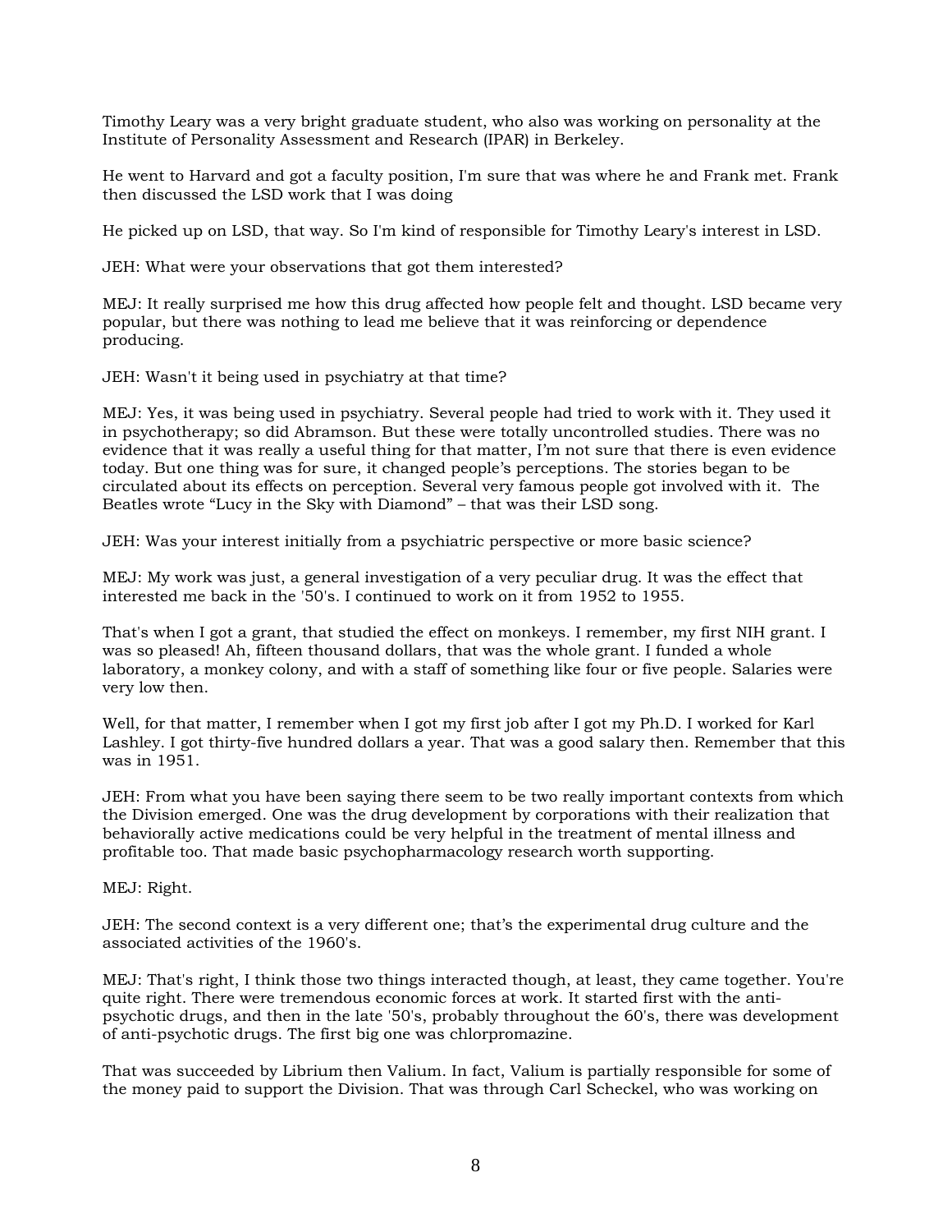Timothy Leary was a very bright graduate student, who also was working on personality at the Institute of Personality Assessment and Research (IPAR) in Berkeley.

He went to Harvard and got a faculty position, I'm sure that was where he and Frank met. Frank then discussed the LSD work that I was doing

He picked up on LSD, that way. So I'm kind of responsible for Timothy Leary's interest in LSD.

JEH: What were your observations that got them interested?

MEJ: It really surprised me how this drug affected how people felt and thought. LSD became very popular, but there was nothing to lead me believe that it was reinforcing or dependence producing.

JEH: Wasn't it being used in psychiatry at that time?

MEJ: Yes, it was being used in psychiatry. Several people had tried to work with it. They used it in psychotherapy; so did Abramson. But these were totally uncontrolled studies. There was no evidence that it was really a useful thing for that matter, I'm not sure that there is even evidence today. But one thing was for sure, it changed people's perceptions. The stories began to be circulated about its effects on perception. Several very famous people got involved with it. The Beatles wrote "Lucy in the Sky with Diamond" – that was their LSD song.

JEH: Was your interest initially from a psychiatric perspective or more basic science?

MEJ: My work was just, a general investigation of a very peculiar drug. It was the effect that interested me back in the '50's. I continued to work on it from 1952 to 1955.

That's when I got a grant, that studied the effect on monkeys. I remember, my first NIH grant. I was so pleased! Ah, fifteen thousand dollars, that was the whole grant. I funded a whole laboratory, a monkey colony, and with a staff of something like four or five people. Salaries were very low then.

Well, for that matter, I remember when I got my first job after I got my Ph.D. I worked for Karl Lashley. I got thirty-five hundred dollars a year. That was a good salary then. Remember that this was in 1951.

JEH: From what you have been saying there seem to be two really important contexts from which the Division emerged. One was the drug development by corporations with their realization that behaviorally active medications could be very helpful in the treatment of mental illness and profitable too. That made basic psychopharmacology research worth supporting.

MEJ: Right.

JEH: The second context is a very different one; that's the experimental drug culture and the associated activities of the 1960's.

MEJ: That's right, I think those two things interacted though, at least, they came together. You're quite right. There were tremendous economic forces at work. It started first with the anti-psychotic drugs, and then in the late '50's, probably throughout the 60's, there was development of anti-psychotic drugs. The first big one was chlorpromazine.

That was succeeded by Librium then Valium. In fact, Valium is partially responsible for some of the money paid to support the Division. That was through Carl Scheckel, who was working on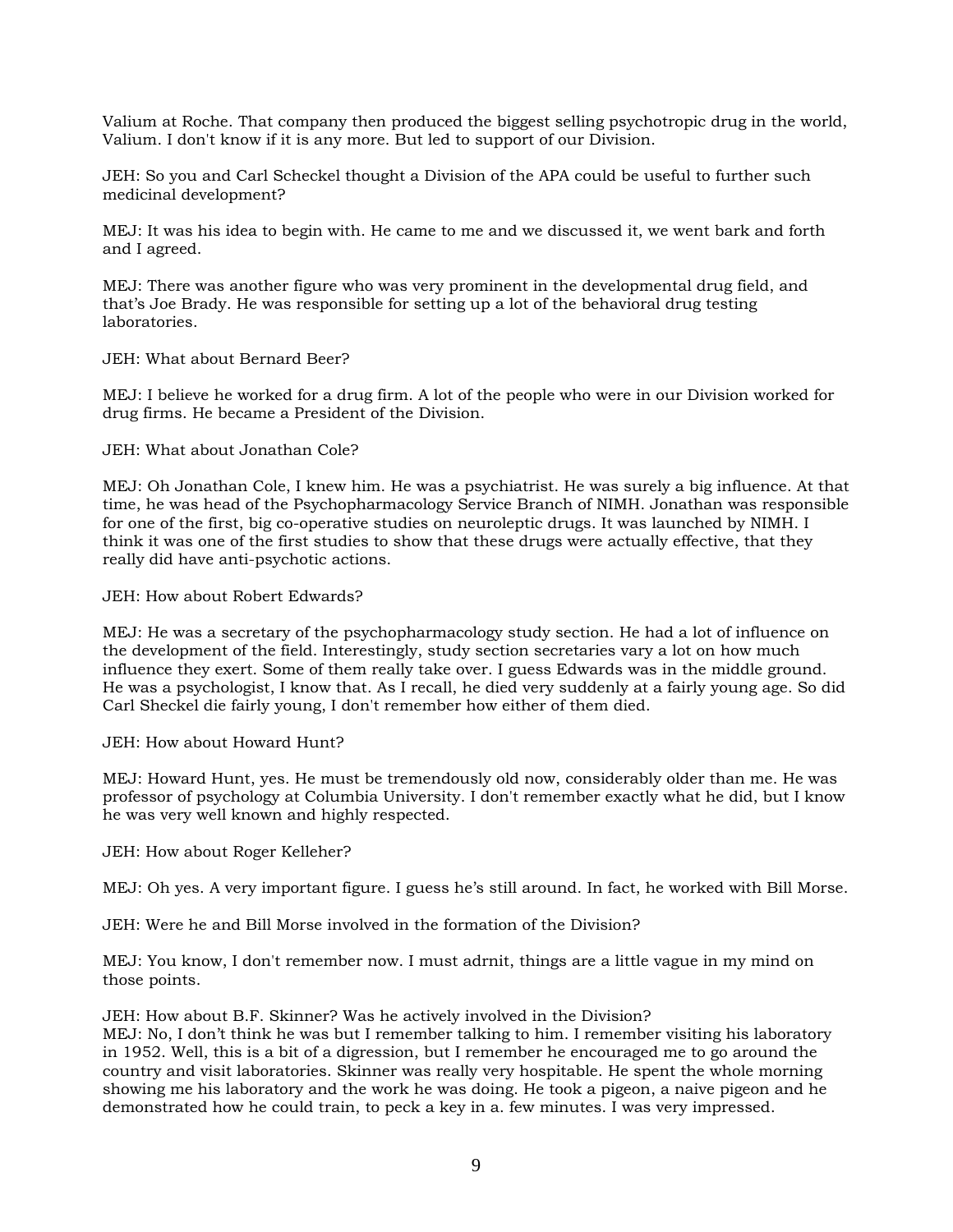Valium at Roche. That company then produced the biggest selling psychotropic drug in the world, Valium. I don't know if it is any more. But led to support of our Division.

JEH: So you and Carl Scheckel thought a Division of the APA could be useful to further such medicinal development?

MEJ: It was his idea to begin with. He came to me and we discussed it, we went bark and forth and I agreed.

MEJ: There was another figure who was very prominent in the developmental drug field, and that's Joe Brady. He was responsible for setting up a lot of the behavioral drug testing laboratories.

JEH: What about Bernard Beer?

MEJ: I believe he worked for a drug firm. A lot of the people who were in our Division worked for drug firms. He became a President of the Division.

JEH: What about Jonathan Cole?

MEJ: Oh Jonathan Cole, I knew him. He was a psychiatrist. He was surely a big influence. At that time, he was head of the Psychopharmacology Service Branch of NIMH. Jonathan was responsible for one of the first, big co-operative studies on neuroleptic drugs. It was launched by NIMH. I think it was one of the first studies to show that these drugs were actually effective, that they really did have anti-psychotic actions.

JEH: How about Robert Edwards?

MEJ: He was a secretary of the psychopharmacology study section. He had a lot of influence on the development of the field. Interestingly, study section secretaries vary a lot on how much influence they exert. Some of them really take over. I guess Edwards was in the middle ground. He was a psychologist, I know that. As I recall, he died very suddenly at a fairly young age. So did Carl Sheckel die fairly young, I don't remember how either of them died.

JEH: How about Howard Hunt?

MEJ: Howard Hunt, yes. He must be tremendously old now, considerably older than me. He was professor of psychology at Columbia University. I don't remember exactly what he did, but I know he was very well known and highly respected.

JEH: How about Roger Kelleher?

MEJ: Oh yes. A very important figure. I guess he's still around. In fact, he worked with Bill Morse.

JEH: Were he and Bill Morse involved in the formation of the Division?

MEJ: You know, I don't remember now. I must adrnit, things are a little vague in my mind on those points.

JEH: How about B.F. Skinner? Was he actively involved in the Division?
MEJ: No, I don't think he was but I remember talking to him. I remember visiting his laboratory in 1952. Well, this is a bit of a digression, but I remember he encouraged me to go around the country and visit laboratories. Skinner was really very hospitable. He spent the whole morning showing me his laboratory and the work he was doing. He took a pigeon, a naive pigeon and he demonstrated how he could train, to peck a key in a. few minutes. I was very impressed.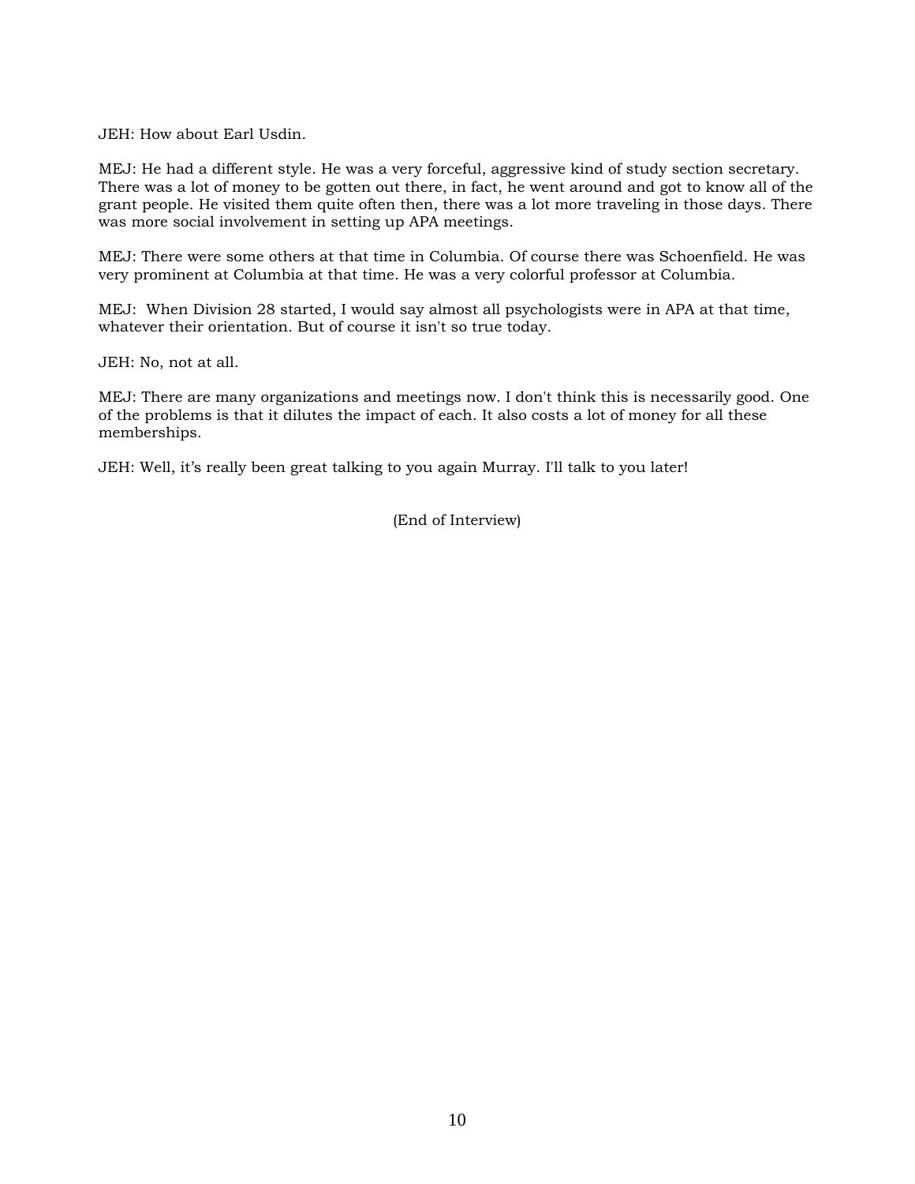JEH: How about Earl Usdin.

MEJ: He had a different style. He was a very forceful, aggressive kind of study section secretary. There was a lot of money to be gotten out there, in fact, he went around and got to know all of the grant people. He visited them quite often then, there was a lot more traveling in those days. There was more social involvement in setting up APA meetings.

MEJ: There were some others at that time in Columbia. Of course there was Schoenfield. He was very prominent at Columbia at that time. He was a very colorful professor at Columbia.

MEJ: When Division 28 started, I would say almost all psychologists were in APA at that time, whatever their orientation. But of course it isn't so true today.

JEH: No, not at all.

MEJ: There are many organizations and meetings now. I don't think this is necessarily good. One of the problems is that it dilutes the impact of each. It also costs a lot of money for all these memberships.

JEH: Well, it's really been great talking to you again Murray. I'll talk to you later!

(End of Interview)